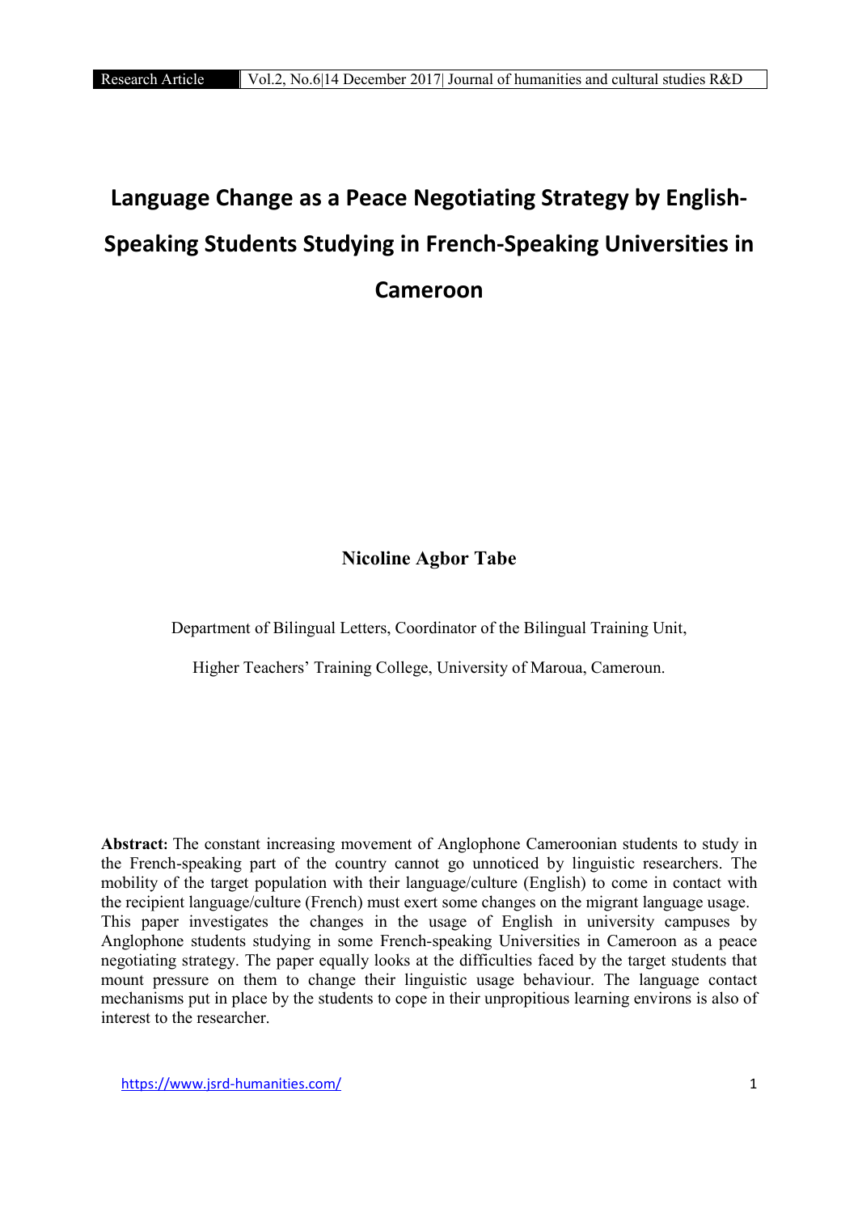# Language Change as a Peace Negotiating Strategy by English-Speaking Students Studying in French-Speaking Universities in Cameroon

**Nicoline Agbor Tabe**

Department of Bilingual Letters, Coordinator of the Bilingual Training Unit,

Higher Teachers' Training College, University of Maroua, Cameroun.

**Abstract:** The constant increasing movement of Anglophone Cameroonian students to study in the French-speaking part of the country cannot go unnoticed by linguistic researchers. The mobility of the target population with their language/culture (English) to come in contact with the recipient language/culture (French) must exert some changes on the migrant language usage. This paper investigates the changes in the usage of English in university campuses by Anglophone students studying in some French-speaking Universities in Cameroon as a peace negotiating strategy. The paper equally looks at the difficulties faced by the target students that mount pressure on them to change their linguistic usage behaviour. The language contact mechanisms put in place by the students to cope in their unpropitious learning environs is also of interest to the researcher.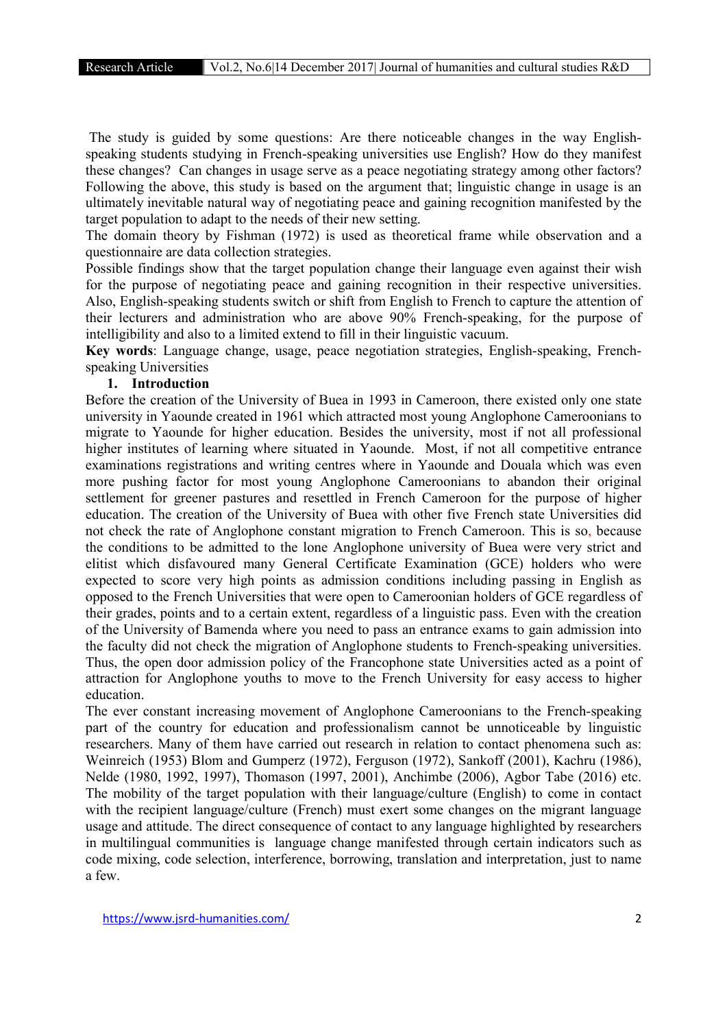The study is guided by some questions: Are there noticeable changes in the way English-speaking students studying in French-speaking universities use English? How do they manifest these changes? Can changes in usage serve as a peace negotiating strategy among other factors? Following the above, this study is based on the argument that; linguistic change in usage is an ultimately inevitable natural way of negotiating peace and gaining recognition manifested by the target population to adapt to the needs of their new setting.

The domain theory by Fishman (1972) is used as theoretical frame while observation and a questionnaire are data collection strategies.

Possible findings show that the target population change their language even against their wish for the purpose of negotiating peace and gaining recognition in their respective universities. Also, English-speaking students switch or shift from English to French to capture the attention of their lecturers and administration who are above 90% French-speaking, for the purpose of intelligibility and also to a limited extend to fill in their linguistic vacuum.

**Key words**: Language change, usage, peace negotiation strategies, English-speaking, French-speaking Universities

## 1. Introduction

Before the creation of the University of Buea in 1993 in Cameroon, there existed only one state university in Yaounde created in 1961 which attracted most young Anglophone Cameroonians to migrate to Yaounde for higher education. Besides the university, most if not all professional higher institutes of learning where situated in Yaounde. Most, if not all competitive entrance examinations registrations and writing centres where in Yaounde and Douala which was even more pushing factor for most young Anglophone Cameroonians to abandon their original settlement for greener pastures and resettled in French Cameroon for the purpose of higher education. The creation of the University of Buea with other five French state Universities did not check the rate of Anglophone constant migration to French Cameroon. This is so, because the conditions to be admitted to the lone Anglophone university of Buea were very strict and elitist which disfavoured many General Certificate Examination (GCE) holders who were expected to score very high points as admission conditions including passing in English as opposed to the French Universities that were open to Cameroonian holders of GCE regardless of their grades, points and to a certain extent, regardless of a linguistic pass. Even with the creation of the University of Bamenda where you need to pass an entrance exams to gain admission into the faculty did not check the migration of Anglophone students to French-speaking universities. Thus, the open door admission policy of the Francophone state Universities acted as a point of attraction for Anglophone youths to move to the French University for easy access to higher education.

The ever constant increasing movement of Anglophone Cameroonians to the French-speaking part of the country for education and professionalism cannot be unnoticeable by linguistic researchers. Many of them have carried out research in relation to contact phenomena such as: Weinreich (1953) Blom and Gumperz (1972), Ferguson (1972), Sankoff (2001), Kachru (1986), Nelde (1980, 1992, 1997), Thomason (1997, 2001), Anchimbe (2006), Agbor Tabe (2016) etc. The mobility of the target population with their language/culture (English) to come in contact with the recipient language/culture (French) must exert some changes on the migrant language usage and attitude. The direct consequence of contact to any language highlighted by researchers in multilingual communities is language change manifested through certain indicators such as code mixing, code selection, interference, borrowing, translation and interpretation, just to name a few.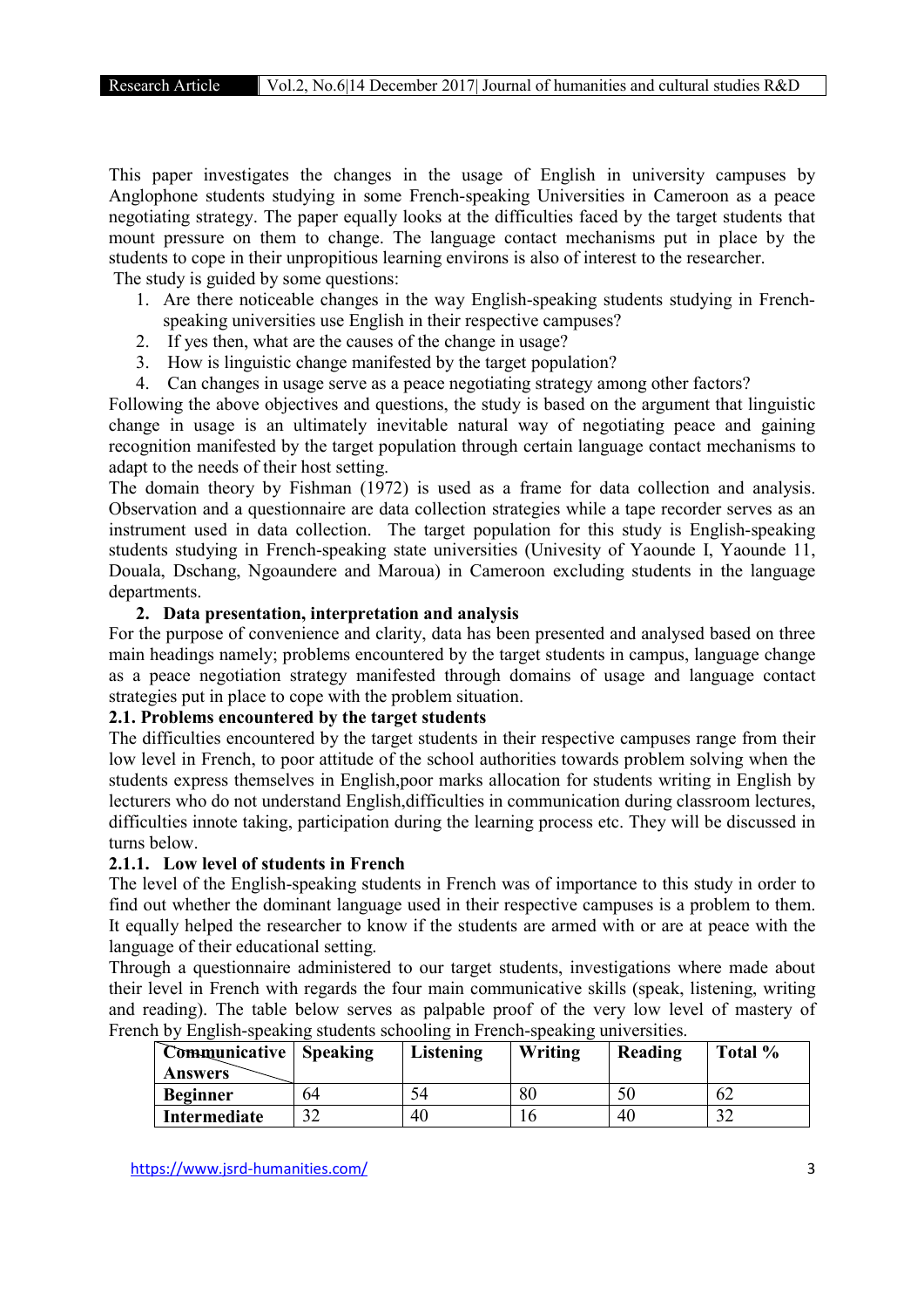This paper investigates the changes in the usage of English in university campuses by Anglophone students studying in some French-speaking Universities in Cameroon as a peace negotiating strategy. The paper equally looks at the difficulties faced by the target students that mount pressure on them to change. The language contact mechanisms put in place by the students to cope in their unpropitious learning environs is also of interest to the researcher.

The study is guided by some questions:

1. Are there noticeable changes in the way English-speaking students studying in French-speaking universities use English in their respective campuses?
2. If yes then, what are the causes of the change in usage?
3. How is linguistic change manifested by the target population?
4. Can changes in usage serve as a peace negotiating strategy among other factors?

Following the above objectives and questions, the study is based on the argument that linguistic change in usage is an ultimately inevitable natural way of negotiating peace and gaining recognition manifested by the target population through certain language contact mechanisms to adapt to the needs of their host setting.

The domain theory by Fishman (1972) is used as a frame for data collection and analysis. Observation and a questionnaire are data collection strategies while a tape recorder serves as an instrument used in data collection. The target population for this study is English-speaking students studying in French-speaking state universities (Univesity of Yaounde I, Yaounde 11, Douala, Dschang, Ngoaundere and Maroua) in Cameroon excluding students in the language departments.

## 2. Data presentation, interpretation and analysis

For the purpose of convenience and clarity, data has been presented and analysed based on three main headings namely; problems encountered by the target students in campus, language change as a peace negotiation strategy manifested through domains of usage and language contact strategies put in place to cope with the problem situation.

### 2.1. Problems encountered by the target students

The difficulties encountered by the target students in their respective campuses range from their low level in French, to poor attitude of the school authorities towards problem solving when the students express themselves in English,poor marks allocation for students writing in English by lecturers who do not understand English,difficulties in communication during classroom lectures, difficulties innote taking, participation during the learning process etc. They will be discussed in turns below.

#### 2.1.1. Low level of students in French

The level of the English-speaking students in French was of importance to this study in order to find out whether the dominant language used in their respective campuses is a problem to them. It equally helped the researcher to know if the students are armed with or are at peace with the language of their educational setting.

Through a questionnaire administered to our target students, investigations where made about their level in French with regards the four main communicative skills (speak, listening, writing and reading). The table below serves as palpable proof of the very low level of mastery of French by English-speaking students schooling in French-speaking universities.

| Communicative / Answers | Speaking | Listening | Writing | Reading | Total % |
|---|---|---|---|---|---|
| **Beginner** | 64 | 54 | 80 | 50 | 62 |
| **Intermediate** | 32 | 40 | 16 | 40 | 32 |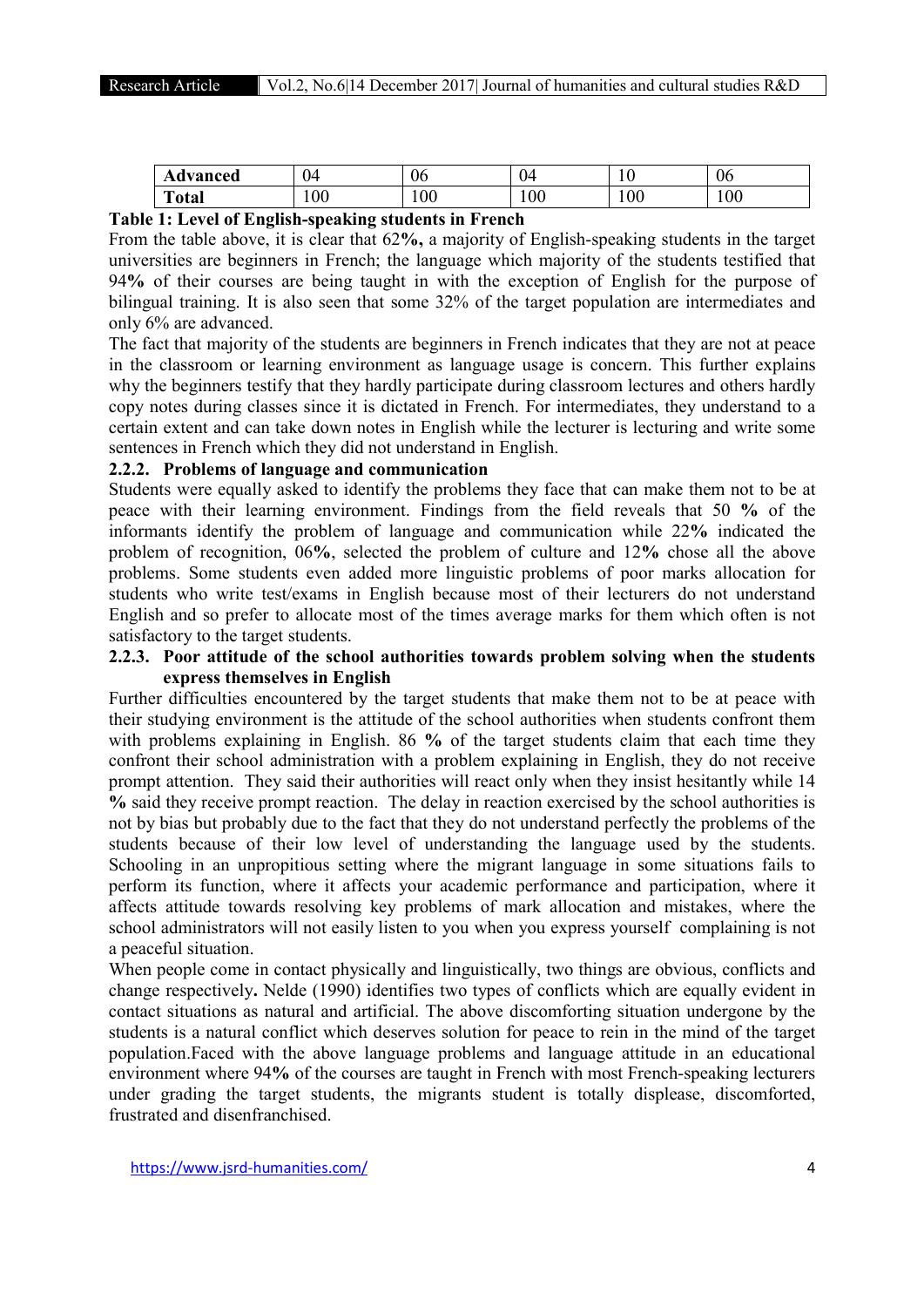| Advanced | 04 | 06 | 04 | 10 | 06 |
|---|---|---|---|---|---|
| Total | 100 | 100 | 100 | 100 | 100 |

**Table 1: Level of English-speaking students in French**

From the table above, it is clear that 62**%,** a majority of English-speaking students in the target universities are beginners in French; the language which majority of the students testified that 94**%** of their courses are being taught in with the exception of English for the purpose of bilingual training. It is also seen that some 32% of the target population are intermediates and only 6% are advanced.

The fact that majority of the students are beginners in French indicates that they are not at peace in the classroom or learning environment as language usage is concern. This further explains why the beginners testify that they hardly participate during classroom lectures and others hardly copy notes during classes since it is dictated in French. For intermediates, they understand to a certain extent and can take down notes in English while the lecturer is lecturing and write some sentences in French which they did not understand in English.

### 2.2.2. Problems of language and communication

Students were equally asked to identify the problems they face that can make them not to be at peace with their learning environment. Findings from the field reveals that 50 **%** of the informants identify the problem of language and communication while 22**%** indicated the problem of recognition, 06**%**, selected the problem of culture and 12**%** chose all the above problems. Some students even added more linguistic problems of poor marks allocation for students who write test/exams in English because most of their lecturers do not understand English and so prefer to allocate most of the times average marks for them which often is not satisfactory to the target students.

### 2.2.3. Poor attitude of the school authorities towards problem solving when the students express themselves in English

Further difficulties encountered by the target students that make them not to be at peace with their studying environment is the attitude of the school authorities when students confront them with problems explaining in English. 86 **%** of the target students claim that each time they confront their school administration with a problem explaining in English, they do not receive prompt attention. They said their authorities will react only when they insist hesitantly while 14 **%** said they receive prompt reaction. The delay in reaction exercised by the school authorities is not by bias but probably due to the fact that they do not understand perfectly the problems of the students because of their low level of understanding the language used by the students. Schooling in an unpropitious setting where the migrant language in some situations fails to perform its function, where it affects your academic performance and participation, where it affects attitude towards resolving key problems of mark allocation and mistakes, where the school administrators will not easily listen to you when you express yourself complaining is not a peaceful situation.

When people come in contact physically and linguistically, two things are obvious, conflicts and change respectively**.** Nelde (1990) identifies two types of conflicts which are equally evident in contact situations as natural and artificial. The above discomforting situation undergone by the students is a natural conflict which deserves solution for peace to rein in the mind of the target population.Faced with the above language problems and language attitude in an educational environment where 94**%** of the courses are taught in French with most French-speaking lecturers under grading the target students, the migrants student is totally displease, discomforted, frustrated and disenfranchised.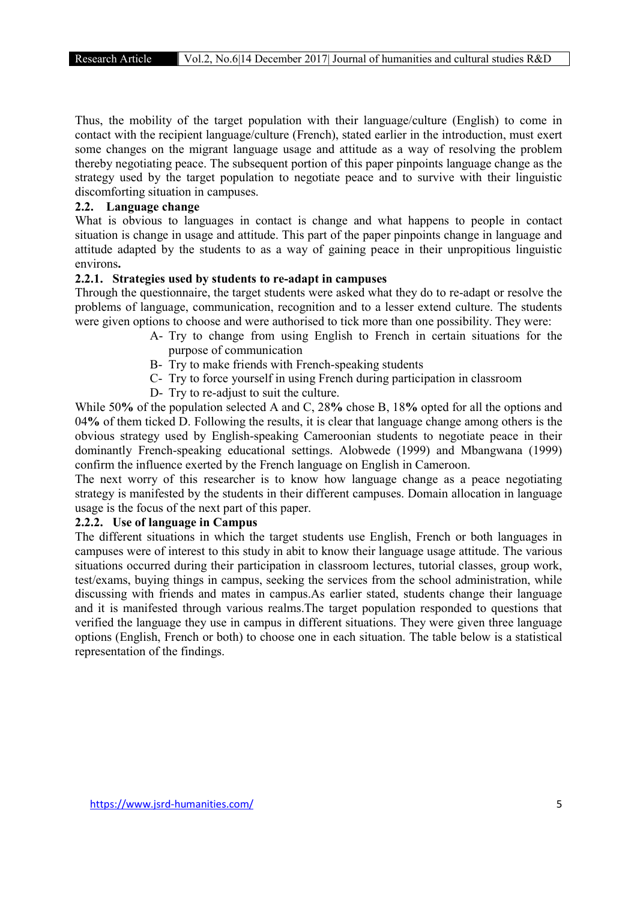Thus, the mobility of the target population with their language/culture (English) to come in contact with the recipient language/culture (French), stated earlier in the introduction, must exert some changes on the migrant language usage and attitude as a way of resolving the problem thereby negotiating peace. The subsequent portion of this paper pinpoints language change as the strategy used by the target population to negotiate peace and to survive with their linguistic discomforting situation in campuses.

### 2.2. Language change

What is obvious to languages in contact is change and what happens to people in contact situation is change in usage and attitude. This part of the paper pinpoints change in language and attitude adapted by the students to as a way of gaining peace in their unpropitious linguistic environs**.**

#### 2.2.1. Strategies used by students to re-adapt in campuses

Through the questionnaire, the target students were asked what they do to re-adapt or resolve the problems of language, communication, recognition and to a lesser extend culture. The students were given options to choose and were authorised to tick more than one possibility. They were:

- A- Try to change from using English to French in certain situations for the purpose of communication
- B- Try to make friends with French-speaking students
- C- Try to force yourself in using French during participation in classroom
- D- Try to re-adjust to suit the culture.

While 50**%** of the population selected A and C, 28**%** chose B, 18**%** opted for all the options and 04**%** of them ticked D. Following the results, it is clear that language change among others is the obvious strategy used by English-speaking Cameroonian students to negotiate peace in their dominantly French-speaking educational settings. Alobwede (1999) and Mbangwana (1999) confirm the influence exerted by the French language on English in Cameroon.

The next worry of this researcher is to know how language change as a peace negotiating strategy is manifested by the students in their different campuses. Domain allocation in language usage is the focus of the next part of this paper.

#### 2.2.2. Use of language in Campus

The different situations in which the target students use English, French or both languages in campuses were of interest to this study in abit to know their language usage attitude. The various situations occurred during their participation in classroom lectures, tutorial classes, group work, test/exams, buying things in campus, seeking the services from the school administration, while discussing with friends and mates in campus.As earlier stated, students change their language and it is manifested through various realms.The target population responded to questions that verified the language they use in campus in different situations. They were given three language options (English, French or both) to choose one in each situation. The table below is a statistical representation of the findings.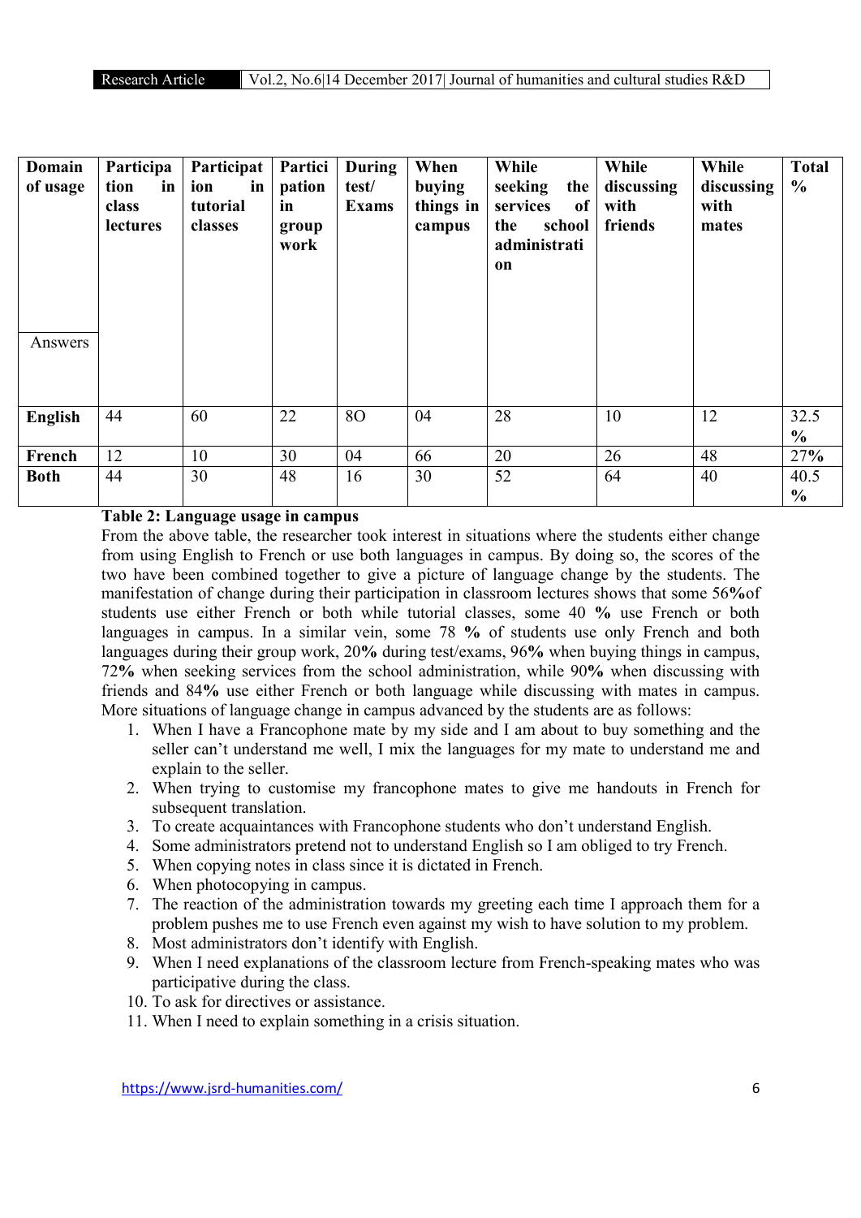| Domain of usage / Answers | Participation in class lectures | Participation in tutorial classes | Participation in group work | During test/ Exams | When buying things in campus | While seeking the services of the school administration | While discussing with friends | While discussing with mates | Total % |
|---|---|---|---|---|---|---|---|---|---|
| **English** | 44 | 60 | 22 | 8O | 04 | 28 | 10 | 12 | 32.5 % |
| **French** | 12 | 10 | 30 | 04 | 66 | 20 | 26 | 48 | 27% |
| **Both** | 44 | 30 | 48 | 16 | 30 | 52 | 64 | 40 | 40.5 % |

**Table 2: Language usage in campus**

From the above table, the researcher took interest in situations where the students either change from using English to French or use both languages in campus. By doing so, the scores of the two have been combined together to give a picture of language change by the students. The manifestation of change during their participation in classroom lectures shows that some 56**%**of students use either French or both while tutorial classes, some 40 **%** use French or both languages in campus. In a similar vein, some 78 **%** of students use only French and both languages during their group work, 20**%** during test/exams, 96**%** when buying things in campus, 72**%** when seeking services from the school administration, while 90**%** when discussing with friends and 84**%** use either French or both language while discussing with mates in campus. More situations of language change in campus advanced by the students are as follows:

1. When I have a Francophone mate by my side and I am about to buy something and the seller can't understand me well, I mix the languages for my mate to understand me and explain to the seller.
2. When trying to customise my francophone mates to give me handouts in French for subsequent translation.
3. To create acquaintances with Francophone students who don't understand English.
4. Some administrators pretend not to understand English so I am obliged to try French.
5. When copying notes in class since it is dictated in French.
6. When photocopying in campus.
7. The reaction of the administration towards my greeting each time I approach them for a problem pushes me to use French even against my wish to have solution to my problem.
8. Most administrators don't identify with English.
9. When I need explanations of the classroom lecture from French-speaking mates who was participative during the class.
10. To ask for directives or assistance.
11. When I need to explain something in a crisis situation.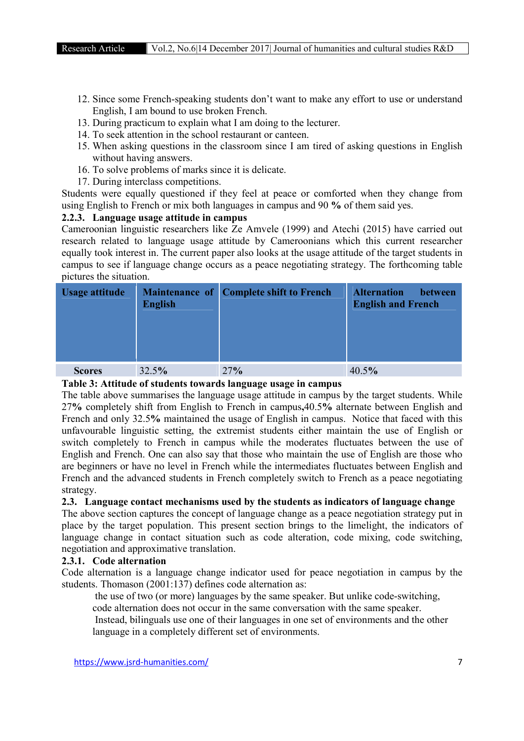12. Since some French-speaking students don't want to make any effort to use or understand English, I am bound to use broken French.
13. During practicum to explain what I am doing to the lecturer.
14. To seek attention in the school restaurant or canteen.
15. When asking questions in the classroom since I am tired of asking questions in English without having answers.
16. To solve problems of marks since it is delicate.
17. During interclass competitions.

Students were equally questioned if they feel at peace or comforted when they change from using English to French or mix both languages in campus and 90 **%** of them said yes.

### 2.2.3. Language usage attitude in campus

Cameroonian linguistic researchers like Ze Amvele (1999) and Atechi (2015) have carried out research related to language usage attitude by Cameroonians which this current researcher equally took interest in. The current paper also looks at the usage attitude of the target students in campus to see if language change occurs as a peace negotiating strategy. The forthcoming table pictures the situation.

| Usage attitude | Maintenance of English | Complete shift to French | Alternation between English and French |
|---|---|---|---|
| **Scores** | 32.5**%** | 27**%** | 40.5**%** |

**Table 3: Attitude of students towards language usage in campus**

The table above summarises the language usage attitude in campus by the target students. While 27**%** completely shift from English to French in campus**,**40.5**%** alternate between English and French and only 32.5**%** maintained the usage of English in campus. Notice that faced with this unfavourable linguistic setting, the extremist students either maintain the use of English or switch completely to French in campus while the moderates fluctuates between the use of English and French. One can also say that those who maintain the use of English are those who are beginners or have no level in French while the intermediates fluctuates between English and French and the advanced students in French completely switch to French as a peace negotiating strategy.

## 2.3. Language contact mechanisms used by the students as indicators of language change

The above section captures the concept of language change as a peace negotiation strategy put in place by the target population. This present section brings to the limelight, the indicators of language change in contact situation such as code alteration, code mixing, code switching, negotiation and approximative translation.

### 2.3.1. Code alternation

Code alternation is a language change indicator used for peace negotiation in campus by the students. Thomason (2001:137) defines code alternation as:

> the use of two (or more) languages by the same speaker. But unlike code-switching, code alternation does not occur in the same conversation with the same speaker. Instead, bilinguals use one of their languages in one set of environments and the other language in a completely different set of environments.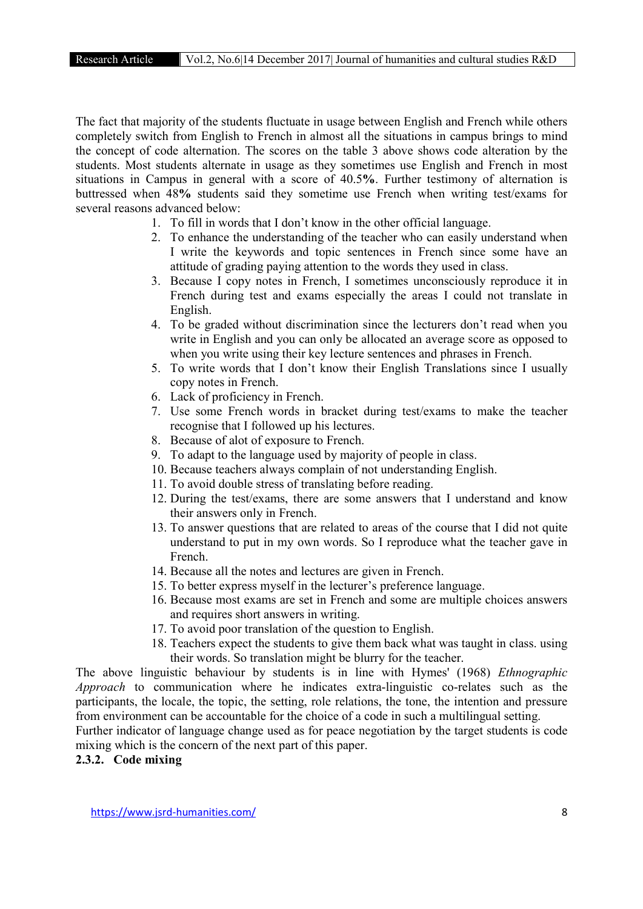The fact that majority of the students fluctuate in usage between English and French while others completely switch from English to French in almost all the situations in campus brings to mind the concept of code alternation. The scores on the table 3 above shows code alteration by the students. Most students alternate in usage as they sometimes use English and French in most situations in Campus in general with a score of 40.5**%**. Further testimony of alternation is buttressed when 48**%** students said they sometime use French when writing test/exams for several reasons advanced below:

1. To fill in words that I don't know in the other official language.
2. To enhance the understanding of the teacher who can easily understand when I write the keywords and topic sentences in French since some have an attitude of grading paying attention to the words they used in class.
3. Because I copy notes in French, I sometimes unconsciously reproduce it in French during test and exams especially the areas I could not translate in English.
4. To be graded without discrimination since the lecturers don't read when you write in English and you can only be allocated an average score as opposed to when you write using their key lecture sentences and phrases in French.
5. To write words that I don't know their English Translations since I usually copy notes in French.
6. Lack of proficiency in French.
7. Use some French words in bracket during test/exams to make the teacher recognise that I followed up his lectures.
8. Because of alot of exposure to French.
9. To adapt to the language used by majority of people in class.
10. Because teachers always complain of not understanding English.
11. To avoid double stress of translating before reading.
12. During the test/exams, there are some answers that I understand and know their answers only in French.
13. To answer questions that are related to areas of the course that I did not quite understand to put in my own words. So I reproduce what the teacher gave in French.
14. Because all the notes and lectures are given in French.
15. To better express myself in the lecturer's preference language.
16. Because most exams are set in French and some are multiple choices answers and requires short answers in writing.
17. To avoid poor translation of the question to English.
18. Teachers expect the students to give them back what was taught in class. using their words. So translation might be blurry for the teacher.

The above linguistic behaviour by students is in line with Hymes' (1968) *Ethnographic Approach* to communication where he indicates extra-linguistic co-relates such as the participants, the locale, the topic, the setting, role relations, the tone, the intention and pressure from environment can be accountable for the choice of a code in such a multilingual setting.

Further indicator of language change used as for peace negotiation by the target students is code mixing which is the concern of the next part of this paper.

### 2.3.2. Code mixing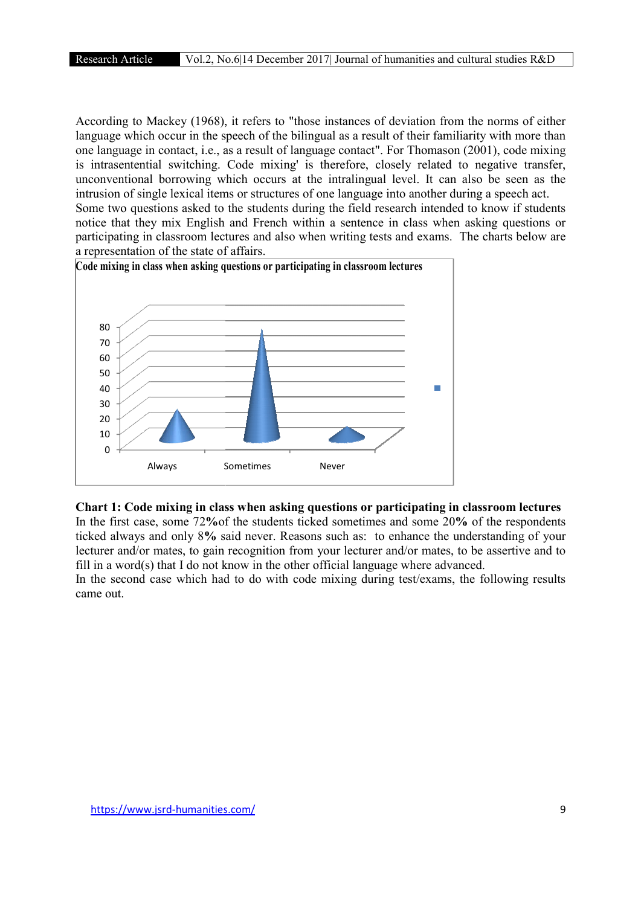According to Mackey (1968), it refers to "those instances of deviation from the norms of either language which occur in the speech of the bilingual as a result of their familiarity with more than one language in contact, i.e., as a result of language contact". For Thomason (2001), code mixing is intrasentential switching. Code mixing' is therefore, closely related to negative transfer, unconventional borrowing which occurs at the intralingual level. It can also be seen as the intrusion of single lexical items or structures of one language into another during a speech act.

Some two questions asked to the students during the field research intended to know if students notice that they mix English and French within a sentence in class when asking questions or participating in classroom lectures and also when writing tests and exams. The charts below are a representation of the state of affairs.

**Chart 1: Code mixing in class when asking questions or participating in classroom lectures**

In the first case, some 72**%**of the students ticked sometimes and some 20**%** of the respondents ticked always and only 8**%** said never. Reasons such as: to enhance the understanding of your lecturer and/or mates, to gain recognition from your lecturer and/or mates, to be assertive and to fill in a word(s) that I do not know in the other official language where advanced.

In the second case which had to do with code mixing during test/exams, the following results came out.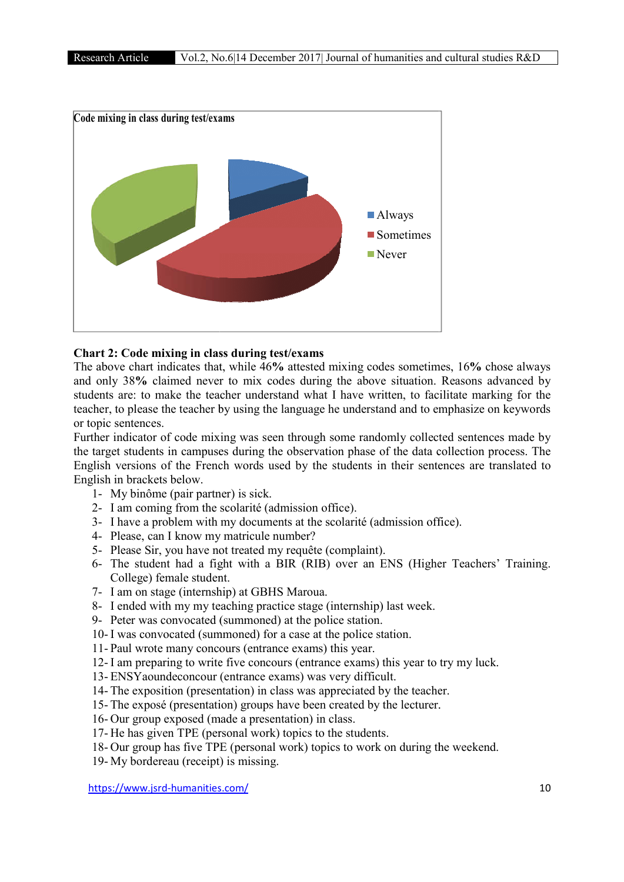**Chart 2: Code mixing in class during test/exams**

The above chart indicates that, while 46**%** attested mixing codes sometimes, 16**%** chose always and only 38**%** claimed never to mix codes during the above situation. Reasons advanced by students are: to make the teacher understand what I have written, to facilitate marking for the teacher, to please the teacher by using the language he understand and to emphasize on keywords or topic sentences.

Further indicator of code mixing was seen through some randomly collected sentences made by the target students in campuses during the observation phase of the data collection process. The English versions of the French words used by the students in their sentences are translated to English in brackets below.

1- My binôme (pair partner) is sick.
2- I am coming from the scolarité (admission office).
3- I have a problem with my documents at the scolarité (admission office).
4- Please, can I know my matricule number?
5- Please Sir, you have not treated my requête (complaint).
6- The student had a fight with a BIR (RIB) over an ENS (Higher Teachers' Training. College) female student.
7- I am on stage (internship) at GBHS Maroua.
8- I ended with my my teaching practice stage (internship) last week.
9- Peter was convocated (summoned) at the police station.
10- I was convocated (summoned) for a case at the police station.
11- Paul wrote many concours (entrance exams) this year.
12- I am preparing to write five concours (entrance exams) this year to try my luck.
13- ENSYaoundeconcour (entrance exams) was very difficult.
14- The exposition (presentation) in class was appreciated by the teacher.
15- The exposé (presentation) groups have been created by the lecturer.
16- Our group exposed (made a presentation) in class.
17- He has given TPE (personal work) topics to the students.
18- Our group has five TPE (personal work) topics to work on during the weekend.
19- My bordereau (receipt) is missing.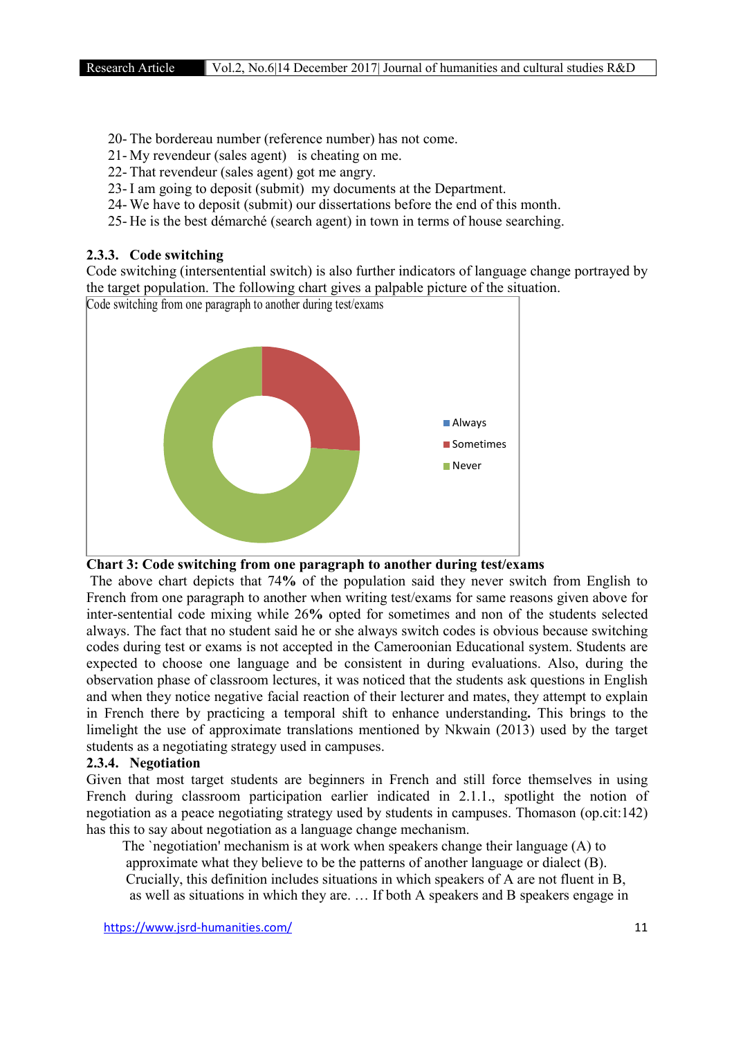20- The bordereau number (reference number) has not come.
21- My revendeur (sales agent) is cheating on me.
22- That revendeur (sales agent) got me angry.
23- I am going to deposit (submit) my documents at the Department.
24- We have to deposit (submit) our dissertations before the end of this month.
25- He is the best démarché (search agent) in town in terms of house searching.

### 2.3.3. Code switching

Code switching (intersentential switch) is also further indicators of language change portrayed by the target population. The following chart gives a palpable picture of the situation.

Code switching from one paragraph to another during test/exams

Always

Sometimes

Never

**Chart 3: Code switching from one paragraph to another during test/exams**

The above chart depicts that 74**%** of the population said they never switch from English to French from one paragraph to another when writing test/exams for same reasons given above for inter-sentential code mixing while 26**%** opted for sometimes and non of the students selected always. The fact that no student said he or she always switch codes is obvious because switching codes during test or exams is not accepted in the Cameroonian Educational system. Students are expected to choose one language and be consistent in during evaluations. Also, during the observation phase of classroom lectures, it was noticed that the students ask questions in English and when they notice negative facial reaction of their lecturer and mates, they attempt to explain in French there by practicing a temporal shift to enhance understanding**.** This brings to the limelight the use of approximate translations mentioned by Nkwain (2013) used by the target students as a negotiating strategy used in campuses.

### 2.3.4. Negotiation

Given that most target students are beginners in French and still force themselves in using French during classroom participation earlier indicated in 2.1.1., spotlight the notion of negotiation as a peace negotiating strategy used by students in campuses. Thomason (op.cit:142) has this to say about negotiation as a language change mechanism.

> The `negotiation' mechanism is at work when speakers change their language (A) to approximate what they believe to be the patterns of another language or dialect (B). Crucially, this definition includes situations in which speakers of A are not fluent in B, as well as situations in which they are. … If both A speakers and B speakers engage in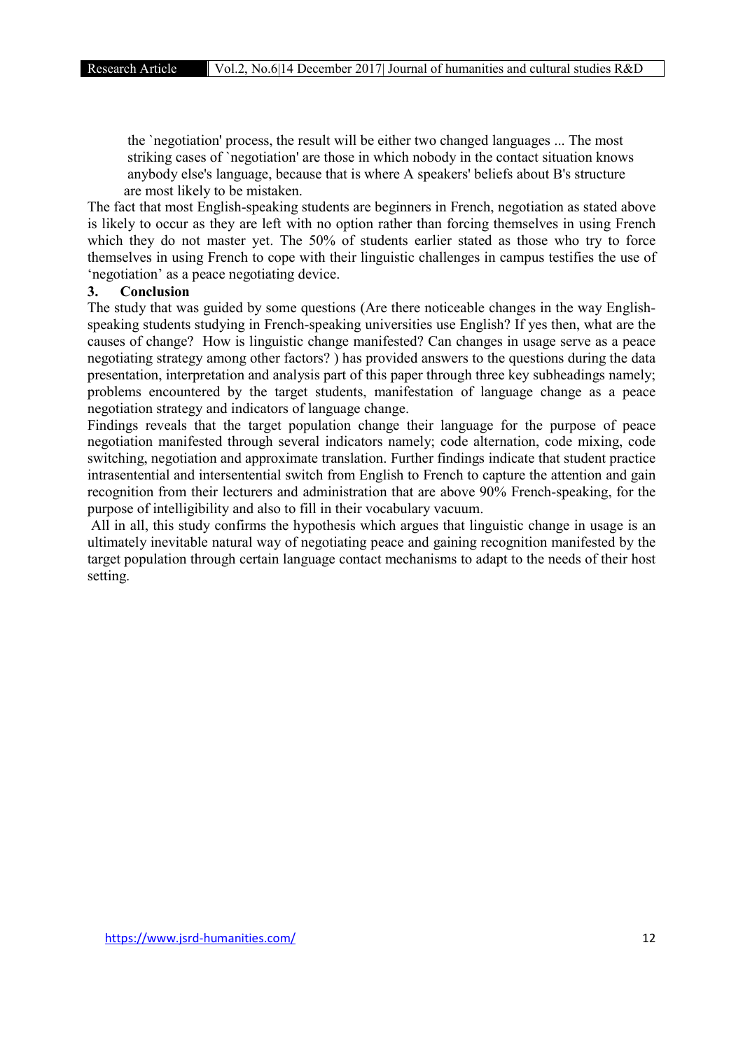> the `negotiation' process, the result will be either two changed languages ... The most striking cases of `negotiation' are those in which nobody in the contact situation knows anybody else's language, because that is where A speakers' beliefs about B's structure are most likely to be mistaken.

The fact that most English-speaking students are beginners in French, negotiation as stated above is likely to occur as they are left with no option rather than forcing themselves in using French which they do not master yet. The 50% of students earlier stated as those who try to force themselves in using French to cope with their linguistic challenges in campus testifies the use of 'negotiation' as a peace negotiating device.

## 3. Conclusion

The study that was guided by some questions (Are there noticeable changes in the way English-speaking students studying in French-speaking universities use English? If yes then, what are the causes of change? How is linguistic change manifested? Can changes in usage serve as a peace negotiating strategy among other factors? ) has provided answers to the questions during the data presentation, interpretation and analysis part of this paper through three key subheadings namely; problems encountered by the target students, manifestation of language change as a peace negotiation strategy and indicators of language change.

Findings reveals that the target population change their language for the purpose of peace negotiation manifested through several indicators namely; code alternation, code mixing, code switching, negotiation and approximate translation. Further findings indicate that student practice intrasentential and intersentential switch from English to French to capture the attention and gain recognition from their lecturers and administration that are above 90% French-speaking, for the purpose of intelligibility and also to fill in their vocabulary vacuum.

All in all, this study confirms the hypothesis which argues that linguistic change in usage is an ultimately inevitable natural way of negotiating peace and gaining recognition manifested by the target population through certain language contact mechanisms to adapt to the needs of their host setting.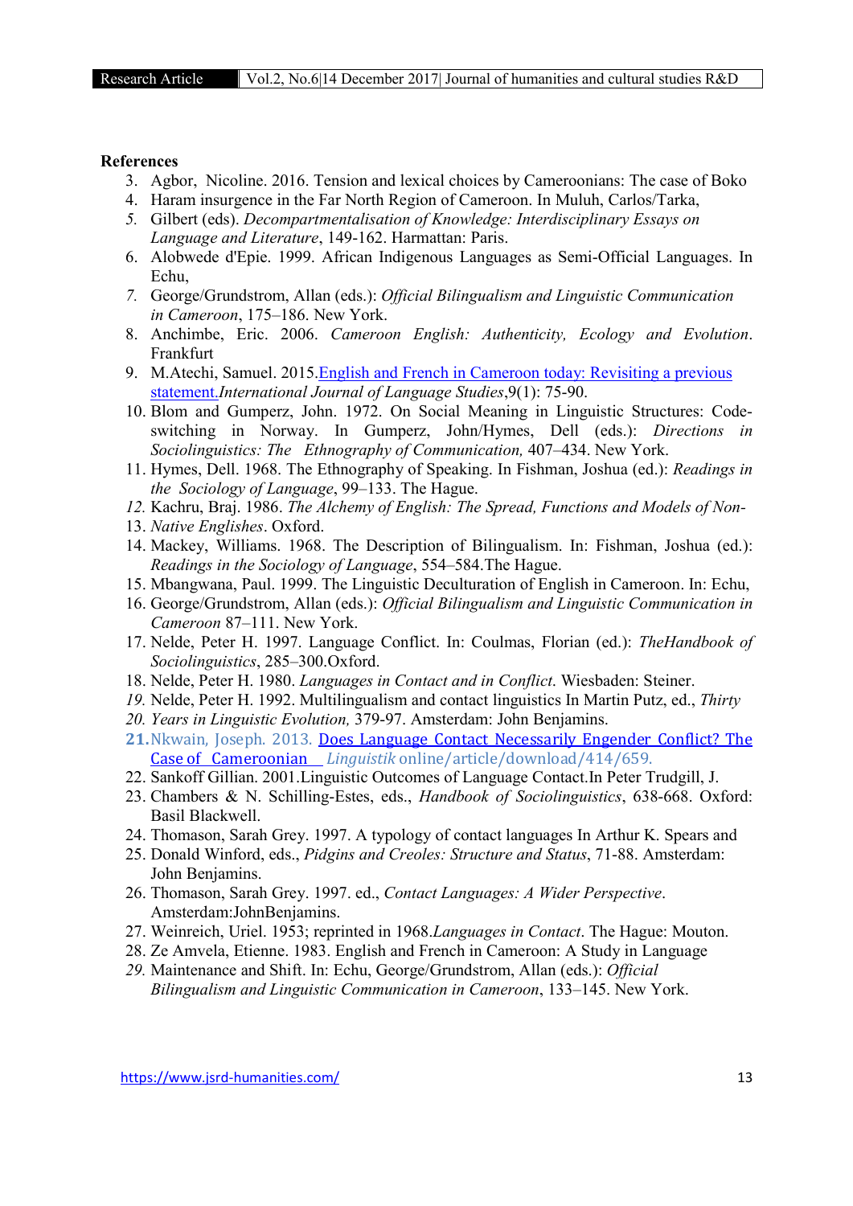**References**

3. Agbor, Nicoline. 2016. Tension and lexical choices by Cameroonians: The case of Boko
4. Haram insurgence in the Far North Region of Cameroon. In Muluh, Carlos/Tarka,
5. Gilbert (eds). *Decompartmentalisation of Knowledge: Interdisciplinary Essays on Language and Literature*, 149-162. Harmattan: Paris.
6. Alobwede d'Epie. 1999. African Indigenous Languages as Semi-Official Languages. In Echu,
7. George/Grundstrom, Allan (eds.): *Official Bilingualism and Linguistic Communication in Cameroon*, 175–186. New York.
8. Anchimbe, Eric. 2006. *Cameroon English: Authenticity, Ecology and Evolution*. Frankfurt
9. M.Atechi, Samuel. 2015.English and French in Cameroon today: Revisiting a previous statement.*International Journal of Language Studies*,9(1): 75-90.
10. Blom and Gumperz, John. 1972. On Social Meaning in Linguistic Structures: Code-switching in Norway. In Gumperz, John/Hymes, Dell (eds.): *Directions in Sociolinguistics: The Ethnography of Communication,* 407–434. New York.
11. Hymes, Dell. 1968. The Ethnography of Speaking. In Fishman, Joshua (ed.): *Readings in the Sociology of Language*, 99–133. The Hague.
12. Kachru, Braj. 1986. *The Alchemy of English: The Spread, Functions and Models of Non-*
13. *Native Englishes*. Oxford.
14. Mackey, Williams. 1968. The Description of Bilingualism. In: Fishman, Joshua (ed.): *Readings in the Sociology of Language*, 554–584.The Hague.
15. Mbangwana, Paul. 1999. The Linguistic Deculturation of English in Cameroon. In: Echu,
16. George/Grundstrom, Allan (eds.): *Official Bilingualism and Linguistic Communication in Cameroon* 87–111. New York.
17. Nelde, Peter H. 1997. Language Conflict. In: Coulmas, Florian (ed.): *TheHandbook of Sociolinguistics*, 285–300.Oxford.
18. Nelde, Peter H. 1980. *Languages in Contact and in Conflict.* Wiesbaden: Steiner.
19. Nelde, Peter H. 1992. Multilingualism and contact linguistics In Martin Putz, ed., *Thirty*
20. *Years in Linguistic Evolution,* 379-97. Amsterdam: John Benjamins.
21. Nkwain, Joseph. 2013. Does Language Contact Necessarily Engender Conflict? The Case of Cameroonian *Linguistik* online/article/download/414/659.
22. Sankoff Gillian. 2001.Linguistic Outcomes of Language Contact.In Peter Trudgill, J.
23. Chambers & N. Schilling-Estes, eds., *Handbook of Sociolinguistics*, 638-668. Oxford: Basil Blackwell.
24. Thomason, Sarah Grey. 1997. A typology of contact languages In Arthur K. Spears and
25. Donald Winford, eds., *Pidgins and Creoles: Structure and Status*, 71-88. Amsterdam: John Benjamins.
26. Thomason, Sarah Grey. 1997. ed., *Contact Languages: A Wider Perspective*. Amsterdam:JohnBenjamins.
27. Weinreich, Uriel. 1953; reprinted in 1968.*Languages in Contact*. The Hague: Mouton.
28. Ze Amvela, Etienne. 1983. English and French in Cameroon: A Study in Language
29. Maintenance and Shift. In: Echu, George/Grundstrom, Allan (eds.): *Official Bilingualism and Linguistic Communication in Cameroon*, 133–145. New York.